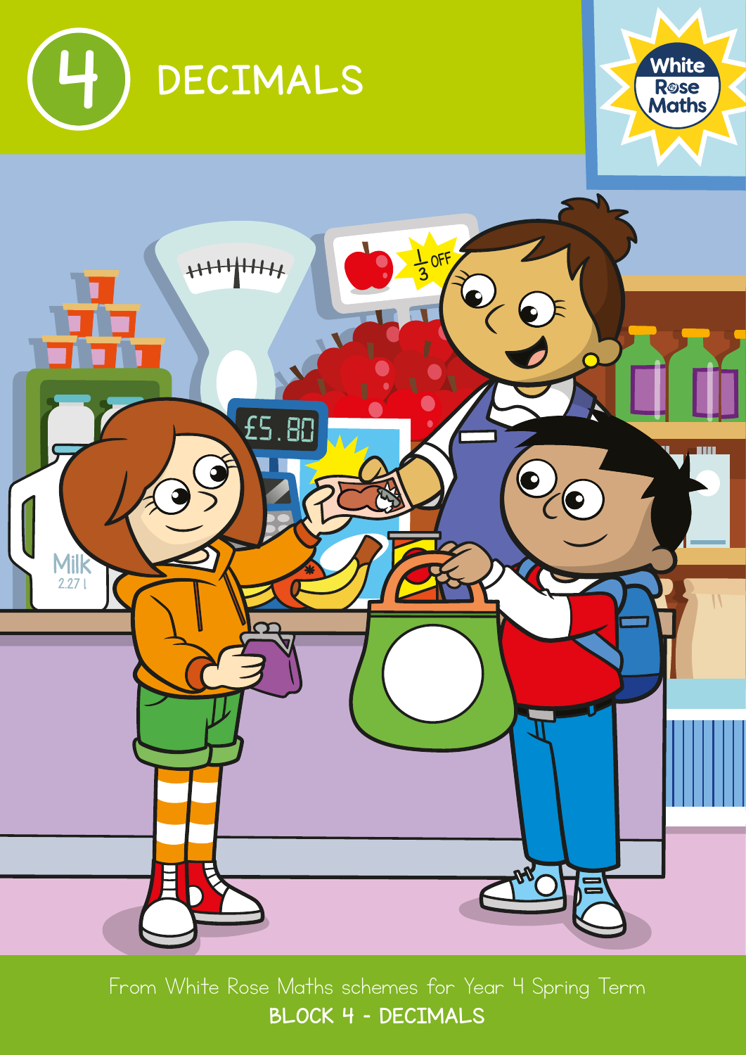# 4 DECIMALS

From White Rose Maths schemes for Year 4 Spring Term

**BLOCK 4 - DECIMALS**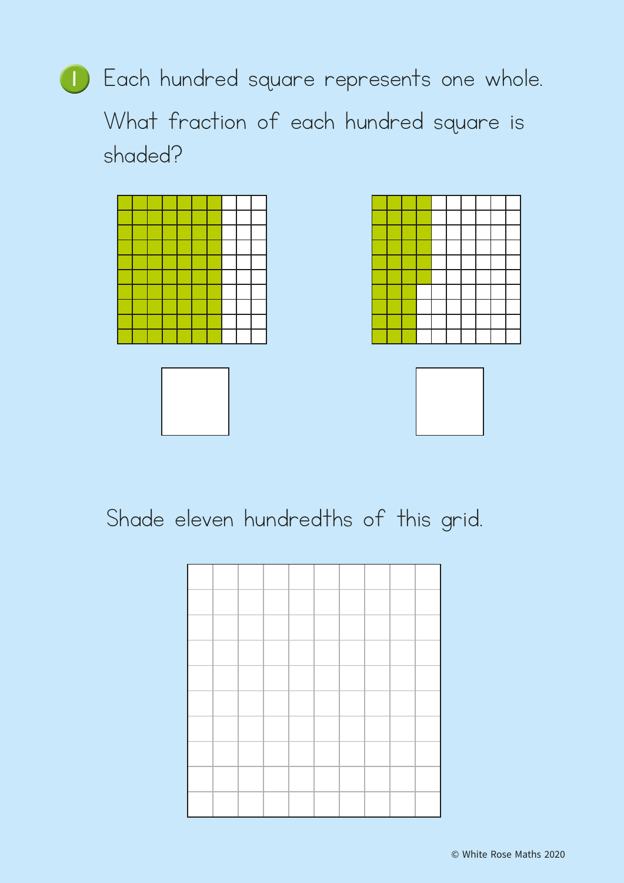1. Each hundred square represents one whole.

   What fraction of each hundred square is shaded?

   Shade eleven hundredths of this grid.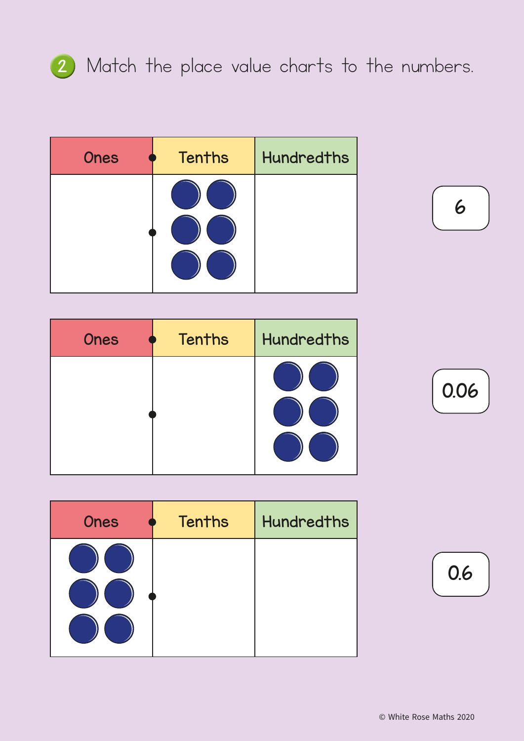## 2 Match the place value charts to the numbers.

| Ones | Tenths | Hundredths |
|---|---|---|
| | ● ● ● ● ● ● | |

| Ones | Tenths | Hundredths |
|---|---|---|
| | | ● ● ● ● ● ● |

| Ones | Tenths | Hundredths |
|---|---|---|
| ● ● ● ● ● ● | | |

6

0.06

0.6

© White Rose Maths 2020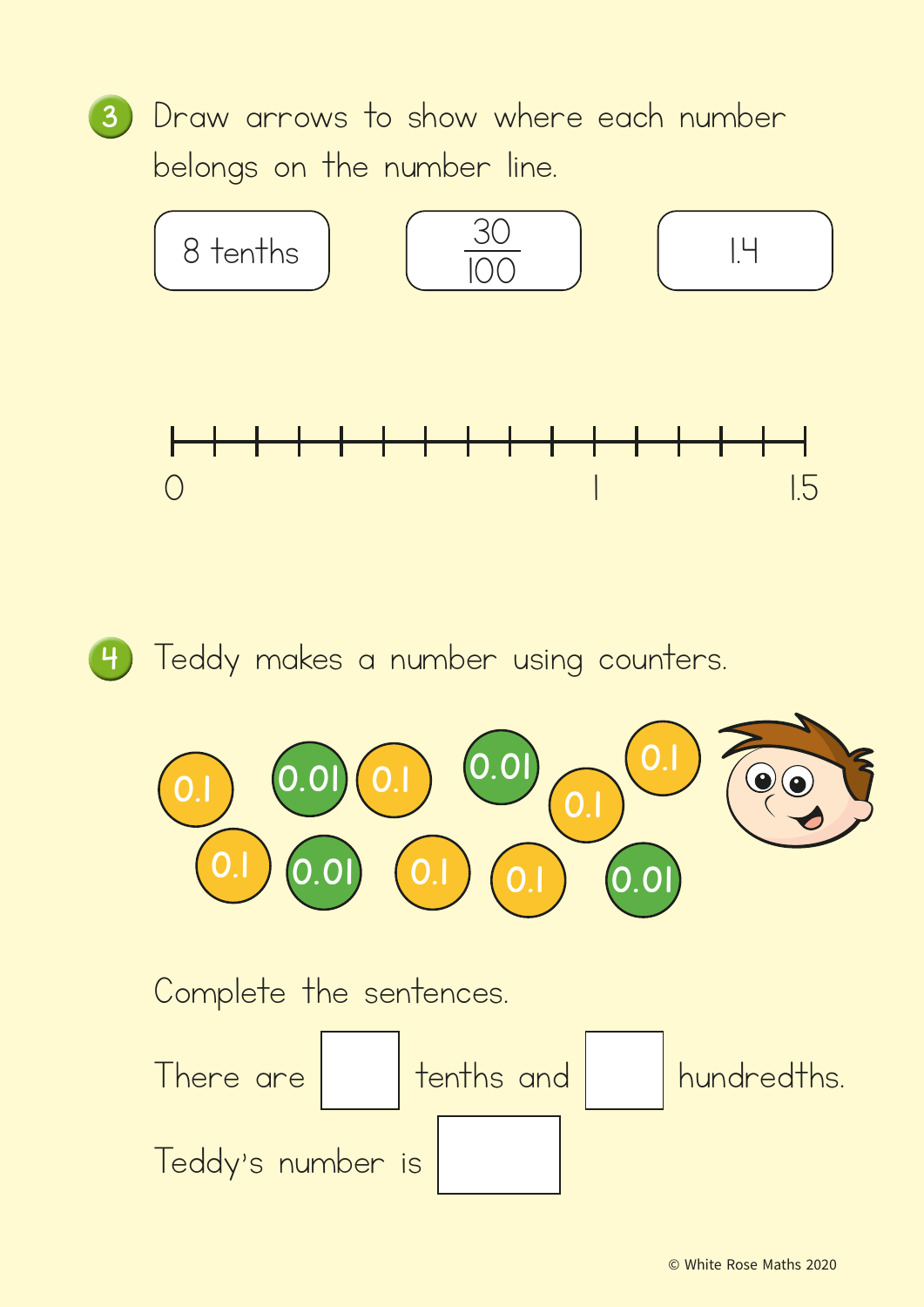3. Draw arrows to show where each number belongs on the number line.

8 tenths    $\frac{30}{100}$    1.4

0    1    1.5

4. Teddy makes a number using counters.

0.1  0.01  0.1  0.01  0.1  0.1  0.1  0.01  0.1  0.1  0.01

Complete the sentences.

There are ☐ tenths and ☐ hundredths.

Teddy's number is ☐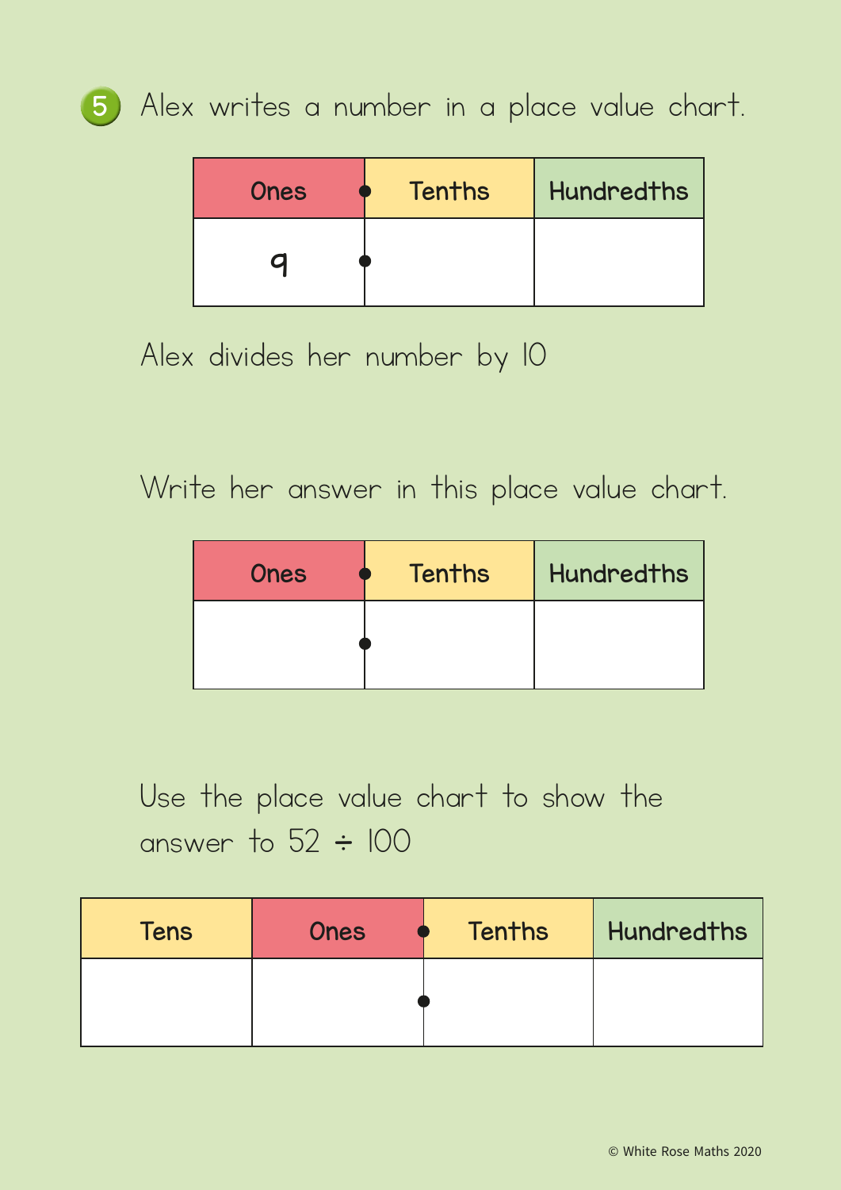5. Alex writes a number in a place value chart.

| Ones | Tenths | Hundredths |
|---|---|---|
| 9 | | |

Alex divides her number by 10

Write her answer in this place value chart.

| Ones | Tenths | Hundredths |
|---|---|---|
| | | |

Use the place value chart to show the answer to $52 \div 100$

| Tens | Ones | Tenths | Hundredths |
|---|---|---|---|
| | | | |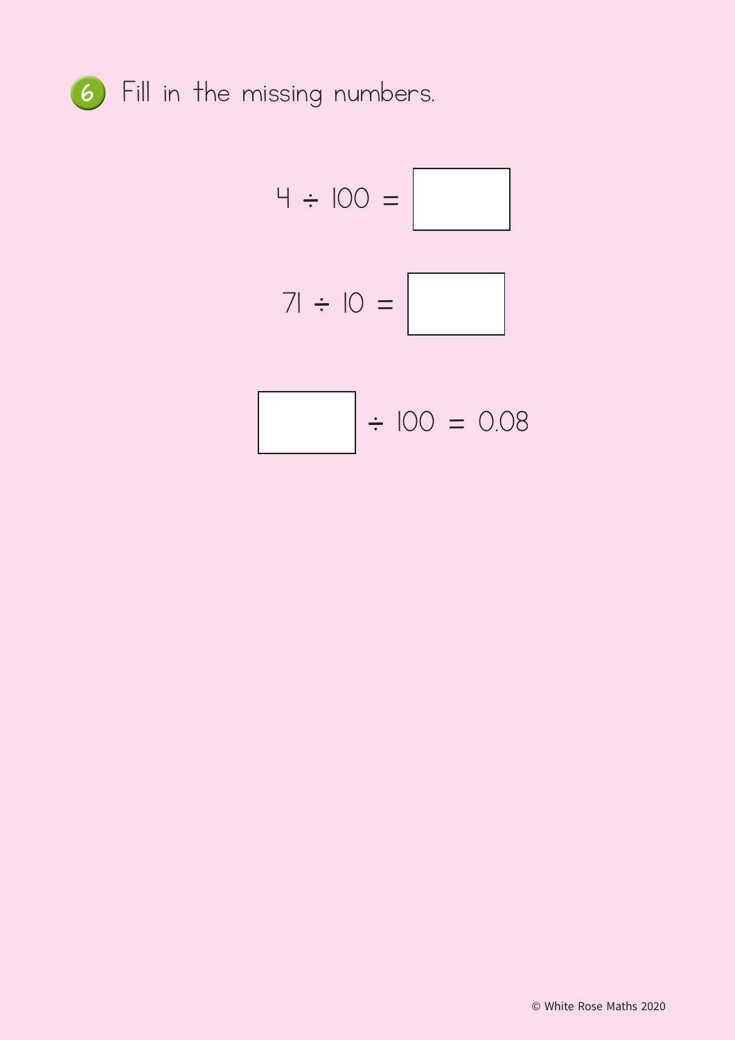6. Fill in the missing numbers.

$$4 \div 100 = \square$$

$$71 \div 10 = \square$$

$$\square \div 100 = 0.08$$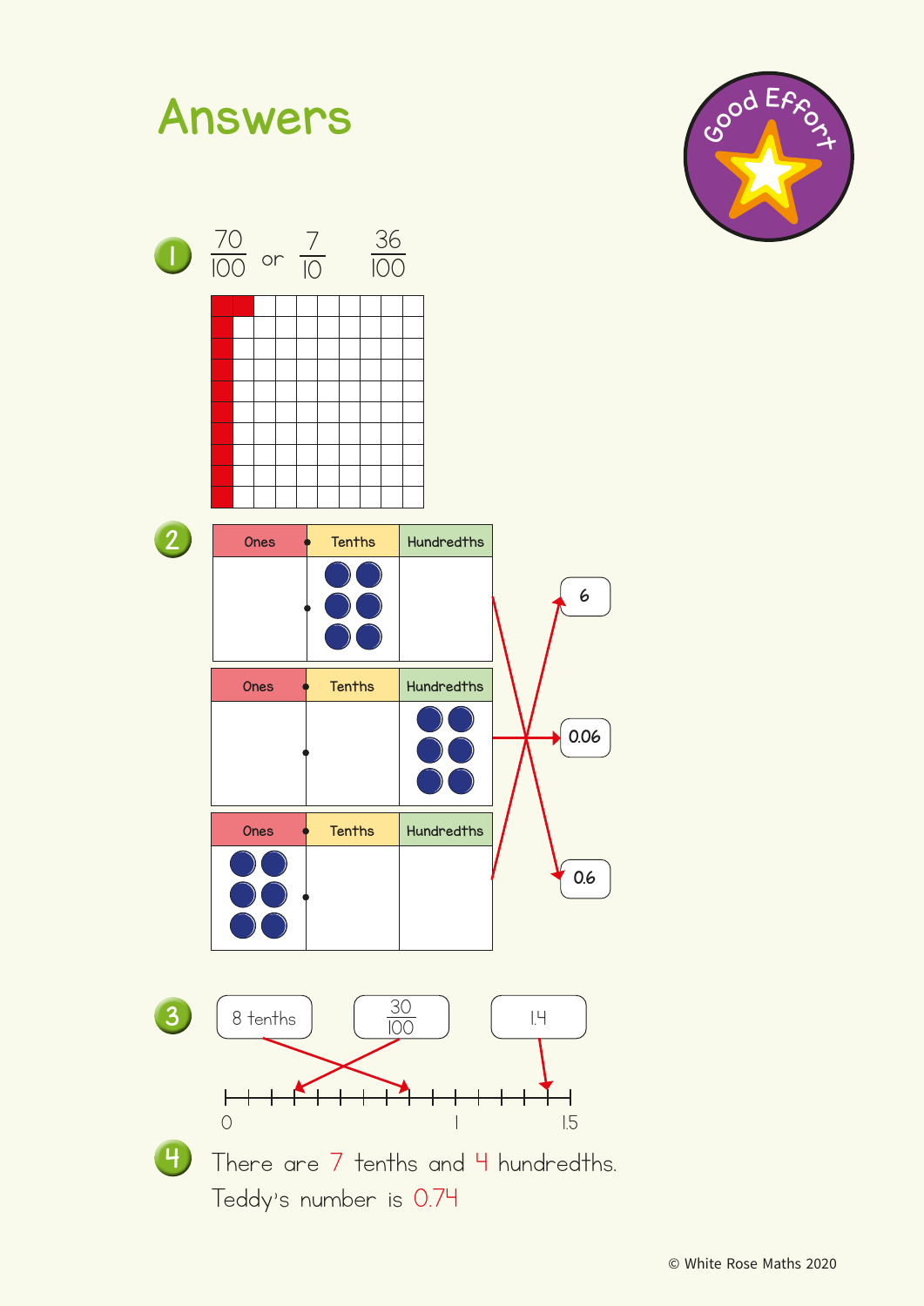# Answers

Good Effort

**1** $\frac{70}{100}$ or $\frac{7}{10}$  $\frac{36}{100}$

**2**

| Ones | Tenths | Hundredths |
|---|---|---|
| | 6 counters | |

| Ones | Tenths | Hundredths |
|---|---|---|
| | | 6 counters |

| Ones | Tenths | Hundredths |
|---|---|---|
| 6 counters | | |

6

0.06

0.6

**3**

8 tenths  $\frac{30}{100}$  1.4

0  1  1.5

**4** There are 7 tenths and 4 hundredths.

Teddy's number is 0.74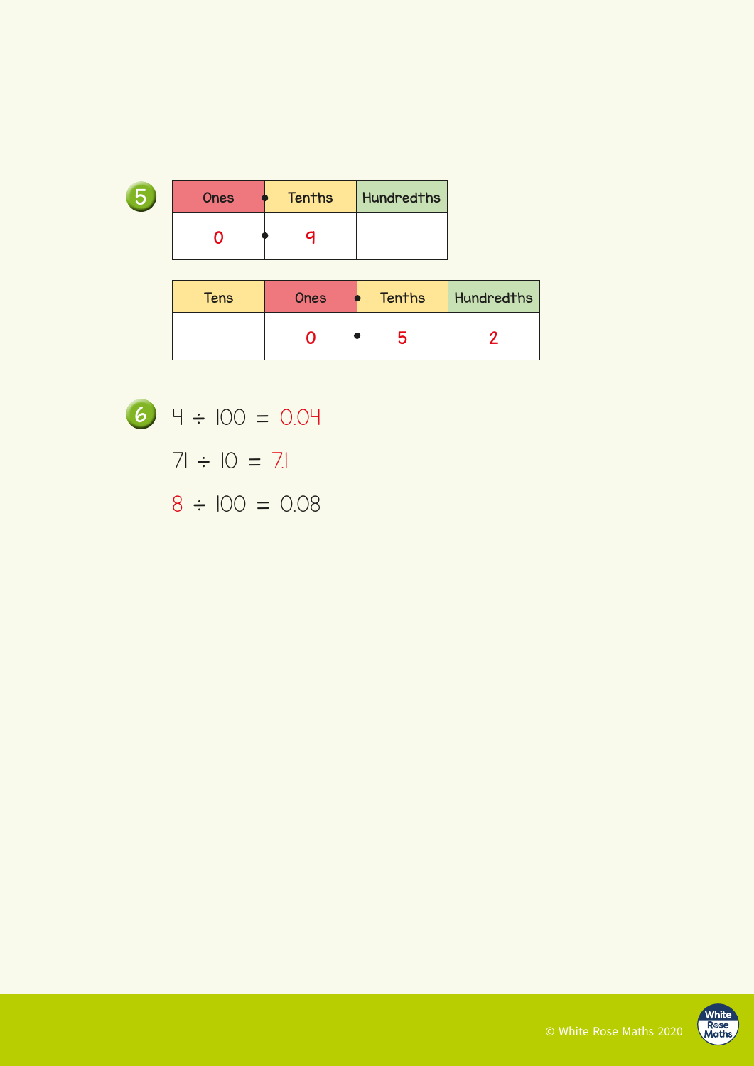5

| Ones | Tenths | Hundredths |
| --- | --- | --- |
| 0 | 9 | |

| Tens | Ones | Tenths | Hundredths |
| --- | --- | --- | --- |
| | 0 | 5 | 2 |

6

$4 \div 100 = 0.04$

$71 \div 10 = 7.1$

$8 \div 100 = 0.08$